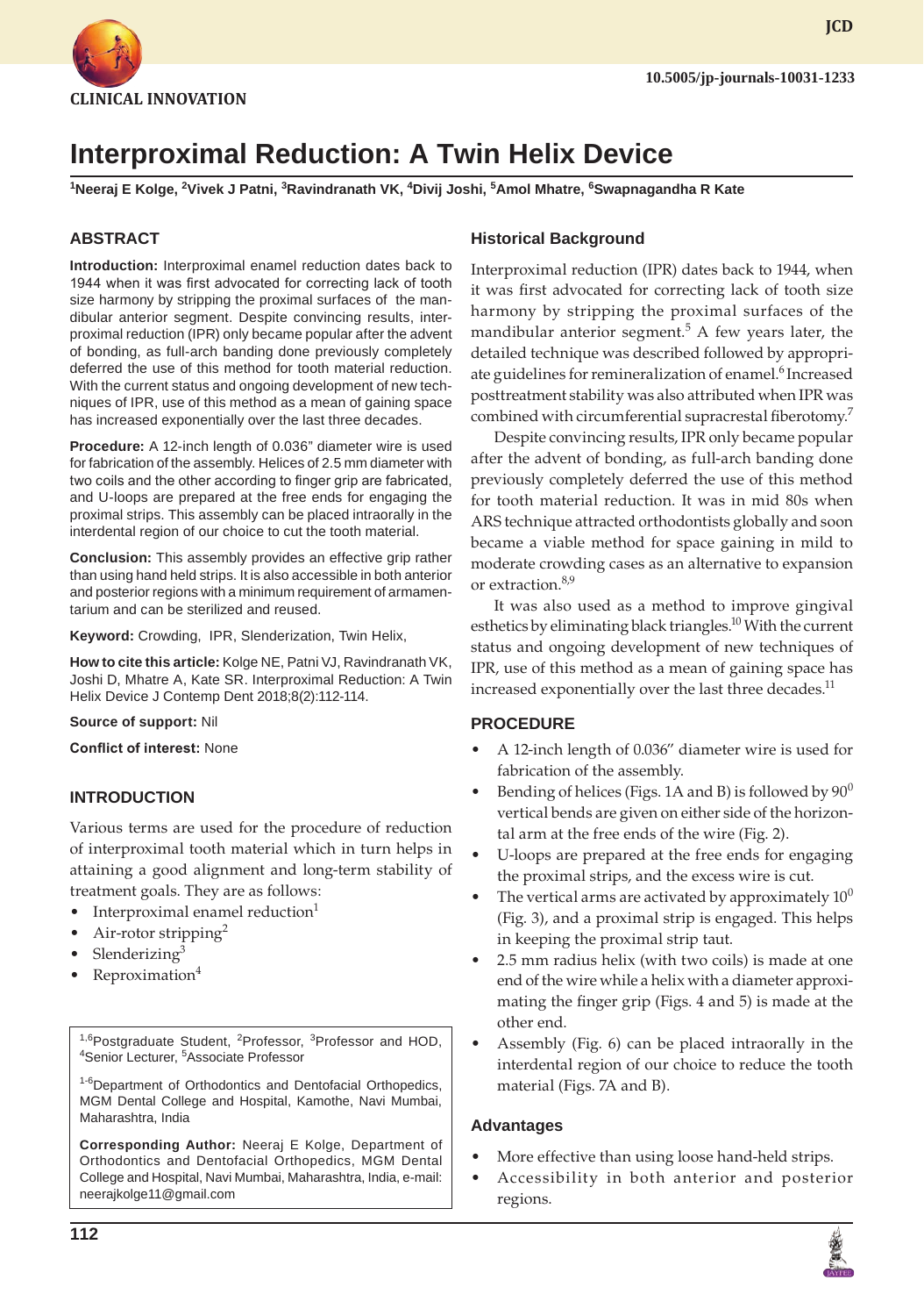CLINICAL INNOVATION

10.5005/jp-journals-10031-1233

# Interproximal Reduction: A Twin Helix Device

[1]Neeraj E Kolge, [2]Vivek J Patni, [3]Ravindranath VK, [4]Divij Joshi, [5]Amol Mhatre, [6]Swapnagandha R Kate

## ABSTRACT

**Introduction:** Interproximal enamel reduction dates back to 1944 when it was first advocated for correcting lack of tooth size harmony by stripping the proximal surfaces of the mandibular anterior segment. Despite convincing results, interproximal reduction (IPR) only became popular after the advent of bonding, as full-arch banding done previously completely deferred the use of this method for tooth material reduction. With the current status and ongoing development of new techniques of IPR, use of this method as a mean of gaining space has increased exponentially over the last three decades.

**Procedure:** A 12-inch length of 0.036" diameter wire is used for fabrication of the assembly. Helices of 2.5 mm diameter with two coils and the other according to finger grip are fabricated, and U-loops are prepared at the free ends for engaging the proximal strips. This assembly can be placed intraorally in the interdental region of our choice to cut the tooth material.

**Conclusion:** This assembly provides an effective grip rather than using hand held strips. It is also accessible in both anterior and posterior regions with a minimum requirement of armamentarium and can be sterilized and reused.

**Keyword:** Crowding, IPR, Slenderization, Twin Helix,

**How to cite this article:** Kolge NE, Patni VJ, Ravindranath VK, Joshi D, Mhatre A, Kate SR. Interproximal Reduction: A Twin Helix Device J Contemp Dent 2018;8(2):112-114.

**Source of support:** Nil

**Conflict of interest:** None

## INTRODUCTION

Various terms are used for the procedure of reduction of interproximal tooth material which in turn helps in attaining a good alignment and long-term stability of treatment goals. They are as follows:

- Interproximal enamel reduction[1]
- Air-rotor stripping[2]
- Slenderizing[3]
- Reproximation[4]

[1,6]Postgraduate Student, [2]Professor, [3]Professor and HOD, [4]Senior Lecturer, [5]Associate Professor

[1-6]Department of Orthodontics and Dentofacial Orthopedics, MGM Dental College and Hospital, Kamothe, Navi Mumbai, Maharashtra, India

**Corresponding Author:** Neeraj E Kolge, Department of Orthodontics and Dentofacial Orthopedics, MGM Dental College and Hospital, Navi Mumbai, Maharashtra, India, e-mail: neerajkolge11@gmail.com

## Historical Background

Interproximal reduction (IPR) dates back to 1944, when it was first advocated for correcting lack of tooth size harmony by stripping the proximal surfaces of the mandibular anterior segment.[5] A few years later, the detailed technique was described followed by appropriate guidelines for remineralization of enamel.[6] Increased posttreatment stability was also attributed when IPR was combined with circumferential supracrestal fiberotomy.[7]

Despite convincing results, IPR only became popular after the advent of bonding, as full-arch banding done previously completely deferred the use of this method for tooth material reduction. It was in mid 80s when ARS technique attracted orthodontists globally and soon became a viable method for space gaining in mild to moderate crowding cases as an alternative to expansion or extraction.[8,9]

It was also used as a method to improve gingival esthetics by eliminating black triangles.[10] With the current status and ongoing development of new techniques of IPR, use of this method as a mean of gaining space has increased exponentially over the last three decades.[11]

## PROCEDURE

- A 12-inch length of 0.036" diameter wire is used for fabrication of the assembly.
- Bending of helices (Figs. 1A and B) is followed by $90^0$ vertical bends are given on either side of the horizontal arm at the free ends of the wire (Fig. 2).
- U-loops are prepared at the free ends for engaging the proximal strips, and the excess wire is cut.
- The vertical arms are activated by approximately $10^0$ (Fig. 3), and a proximal strip is engaged. This helps in keeping the proximal strip taut.
- 2.5 mm radius helix (with two coils) is made at one end of the wire while a helix with a diameter approximating the finger grip (Figs. 4 and 5) is made at the other end.
- Assembly (Fig. 6) can be placed intraorally in the interdental region of our choice to reduce the tooth material (Figs. 7A and B).

## Advantages

- More effective than using loose hand-held strips.
- Accessibility in both anterior and posterior regions.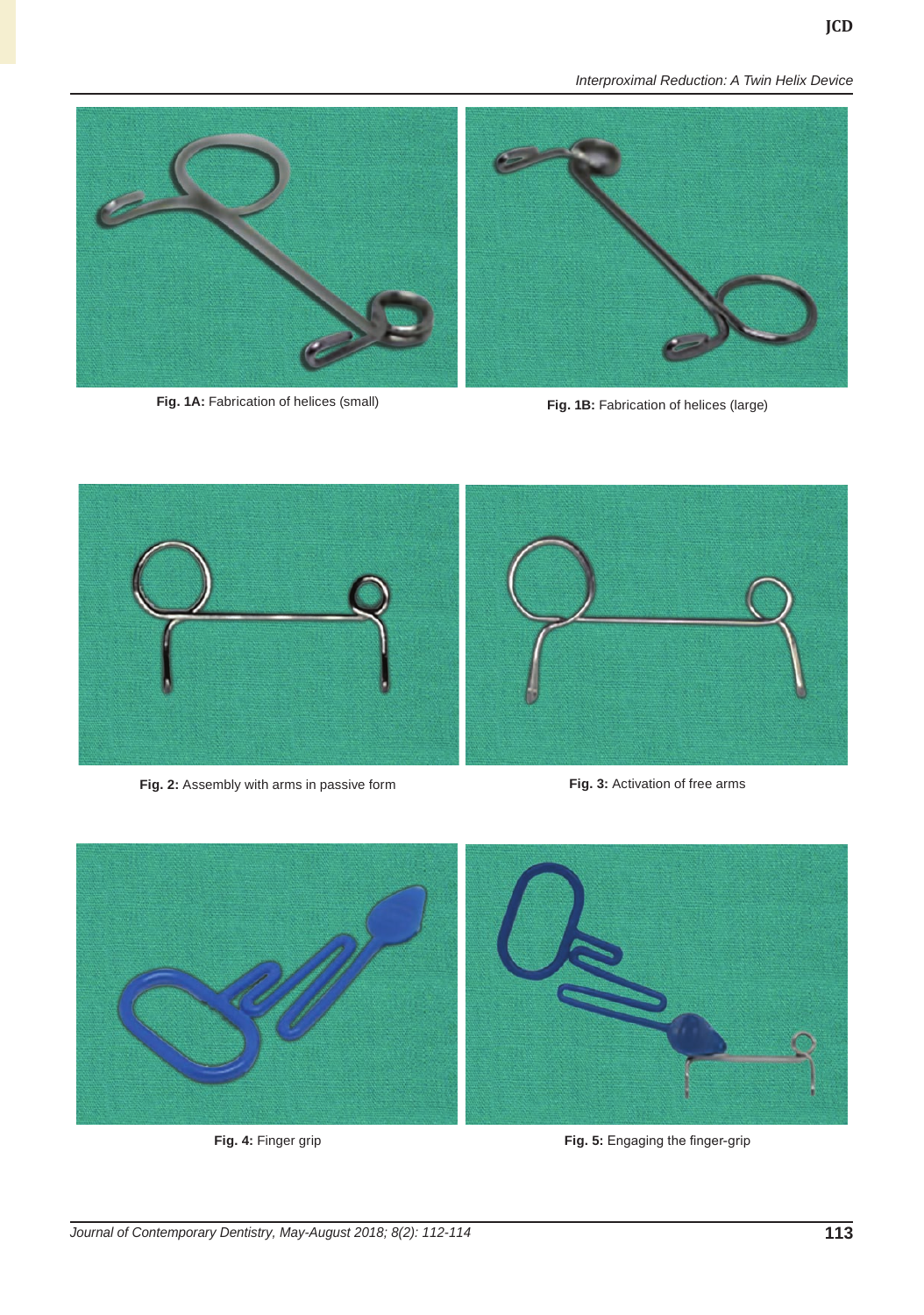**Fig. 1A:** Fabrication of helices (small)

**Fig. 1B:** Fabrication of helices (large)

**Fig. 2:** Assembly with arms in passive form

**Fig. 3:** Activation of free arms

**Fig. 4:** Finger grip

**Fig. 5:** Engaging the finger-grip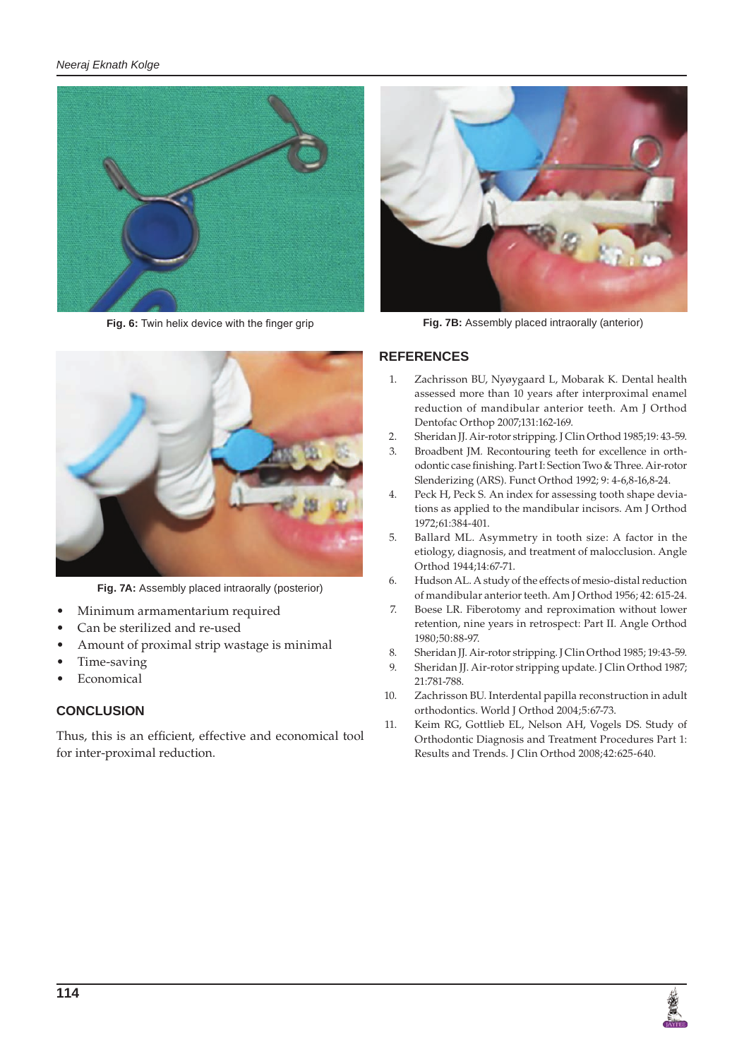Fig. 6: Twin helix device with the finger grip

Fig. 7B: Assembly placed intraorally (anterior)

Fig. 7A: Assembly placed intraorally (posterior)

- Minimum armamentarium required
- Can be sterilized and re-used
- Amount of proximal strip wastage is minimal
- Time-saving
- Economical

## CONCLUSION

Thus, this is an efficient, effective and economical tool for inter-proximal reduction.

## REFERENCES

1. Zachrisson BU, Nyøygaard L, Mobarak K. Dental health assessed more than 10 years after interproximal enamel reduction of mandibular anterior teeth. Am J Orthod Dentofac Orthop 2007;131:162-169.
2. Sheridan JJ. Air-rotor stripping. J Clin Orthod 1985;19: 43-59.
3. Broadbent JM. Recontouring teeth for excellence in orthodontic case finishing. Part I: Section Two & Three. Air-rotor Slenderizing (ARS). Funct Orthod 1992; 9: 4-6,8-16,8-24.
4. Peck H, Peck S. An index for assessing tooth shape deviations as applied to the mandibular incisors. Am J Orthod 1972;61:384-401.
5. Ballard ML. Asymmetry in tooth size: A factor in the etiology, diagnosis, and treatment of malocclusion. Angle Orthod 1944;14:67-71.
6. Hudson AL. A study of the effects of mesio-distal reduction of mandibular anterior teeth. Am J Orthod 1956; 42: 615-24.
7. Boese LR. Fiberotomy and reproximation without lower retention, nine years in retrospect: Part II. Angle Orthod 1980;50:88-97.
8. Sheridan JJ. Air-rotor stripping. J Clin Orthod 1985; 19:43-59.
9. Sheridan JJ. Air-rotor stripping update. J Clin Orthod 1987; 21:781-788.
10. Zachrisson BU. Interdental papilla reconstruction in adult orthodontics. World J Orthod 2004;5:67-73.
11. Keim RG, Gottlieb EL, Nelson AH, Vogels DS. Study of Orthodontic Diagnosis and Treatment Procedures Part 1: Results and Trends. J Clin Orthod 2008;42:625-640.